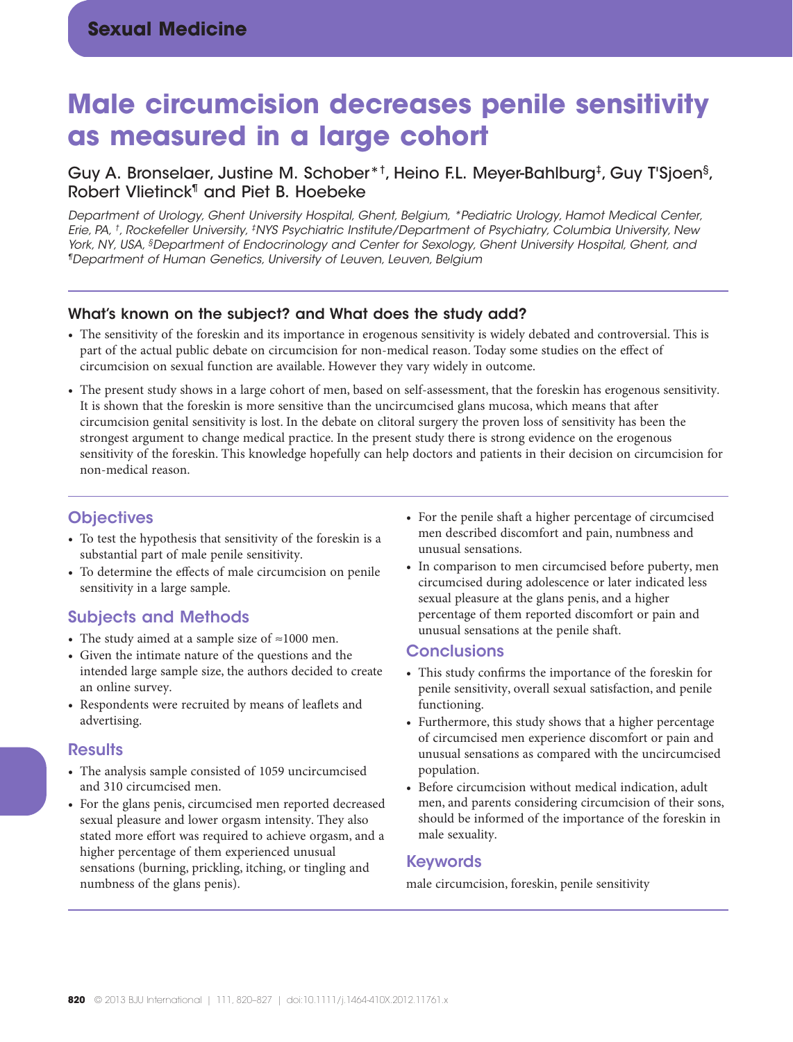Sexual Medicine

# Male circumcision decreases penile sensitivity as measured in a large cohort

Guy A. Bronselaer, Justine M. Schober*[†], Heino F.L. Meyer-Bahlburg[‡], Guy T'Sjoen[§], Robert Vlietinck[¶] and Piet B. Hoebeke

*Department of Urology, Ghent University Hospital, Ghent, Belgium, \*Pediatric Urology, Hamot Medical Center, Erie, PA, [†], Rockefeller University, [‡]NYS Psychiatric Institute/Department of Psychiatry, Columbia University, New York, NY, USA, [§]Department of Endocrinology and Center for Sexology, Ghent University Hospital, Ghent, and [¶]Department of Human Genetics, University of Leuven, Leuven, Belgium*

## What's known on the subject? and What does the study add?

- The sensitivity of the foreskin and its importance in erogenous sensitivity is widely debated and controversial. This is part of the actual public debate on circumcision for non-medical reason. Today some studies on the effect of circumcision on sexual function are available. However they vary widely in outcome.
- The present study shows in a large cohort of men, based on self-assessment, that the foreskin has erogenous sensitivity. It is shown that the foreskin is more sensitive than the uncircumcised glans mucosa, which means that after circumcision genital sensitivity is lost. In the debate on clitoral surgery the proven loss of sensitivity has been the strongest argument to change medical practice. In the present study there is strong evidence on the erogenous sensitivity of the foreskin. This knowledge hopefully can help doctors and patients in their decision on circumcision for non-medical reason.

## Objectives

- To test the hypothesis that sensitivity of the foreskin is a substantial part of male penile sensitivity.
- To determine the effects of male circumcision on penile sensitivity in a large sample.

## Subjects and Methods

- The study aimed at a sample size of ≈1000 men.
- Given the intimate nature of the questions and the intended large sample size, the authors decided to create an online survey.
- Respondents were recruited by means of leaflets and advertising.

## Results

- The analysis sample consisted of 1059 uncircumcised and 310 circumcised men.
- For the glans penis, circumcised men reported decreased sexual pleasure and lower orgasm intensity. They also stated more effort was required to achieve orgasm, and a higher percentage of them experienced unusual sensations (burning, prickling, itching, or tingling and numbness of the glans penis).
- For the penile shaft a higher percentage of circumcised men described discomfort and pain, numbness and unusual sensations.
- In comparison to men circumcised before puberty, men circumcised during adolescence or later indicated less sexual pleasure at the glans penis, and a higher percentage of them reported discomfort or pain and unusual sensations at the penile shaft.

## Conclusions

- This study confirms the importance of the foreskin for penile sensitivity, overall sexual satisfaction, and penile functioning.
- Furthermore, this study shows that a higher percentage of circumcised men experience discomfort or pain and unusual sensations as compared with the uncircumcised population.
- Before circumcision without medical indication, adult men, and parents considering circumcision of their sons, should be informed of the importance of the foreskin in male sexuality.

## Keywords

male circumcision, foreskin, penile sensitivity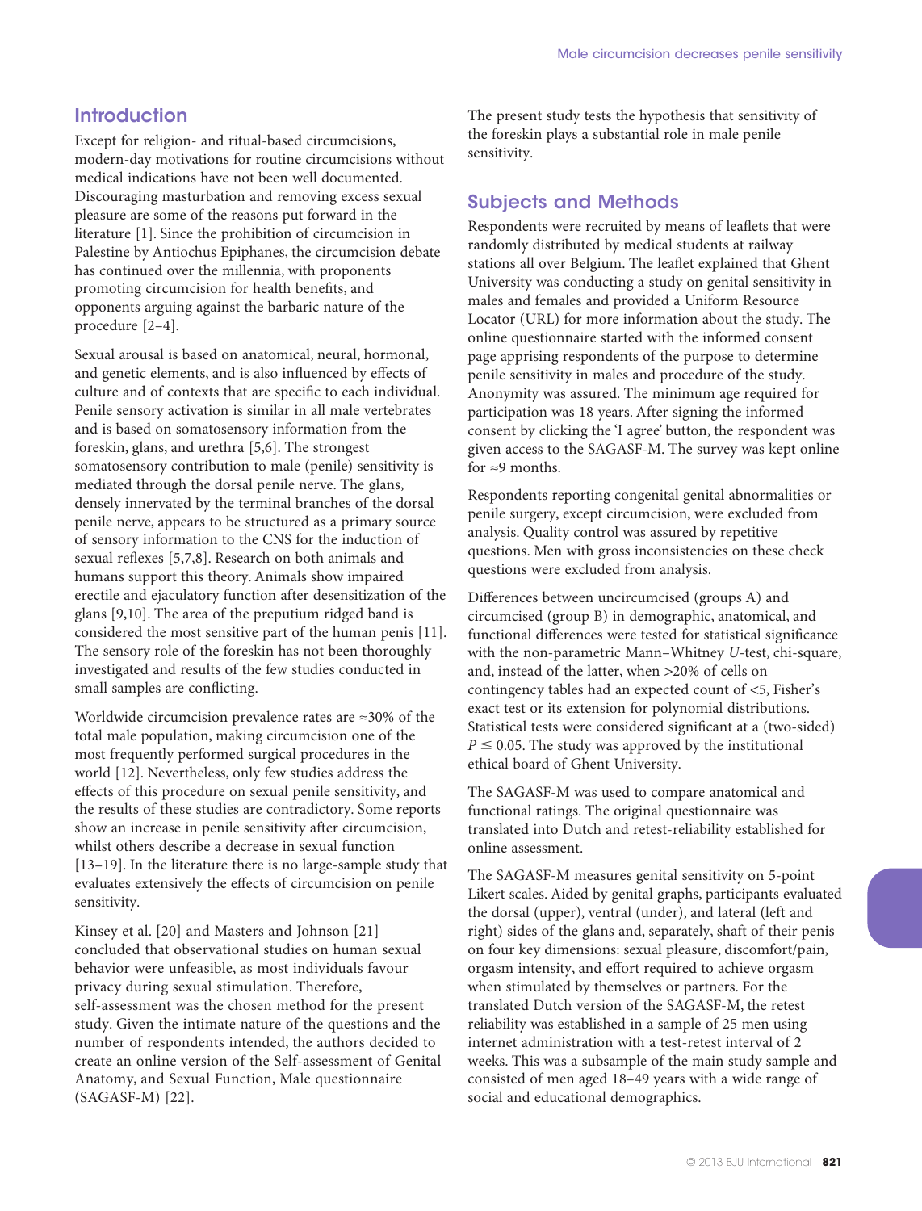## Introduction

Except for religion- and ritual-based circumcisions, modern-day motivations for routine circumcisions without medical indications have not been well documented. Discouraging masturbation and removing excess sexual pleasure are some of the reasons put forward in the literature [1]. Since the prohibition of circumcision in Palestine by Antiochus Epiphanes, the circumcision debate has continued over the millennia, with proponents promoting circumcision for health benefits, and opponents arguing against the barbaric nature of the procedure [2–4].

Sexual arousal is based on anatomical, neural, hormonal, and genetic elements, and is also influenced by effects of culture and of contexts that are specific to each individual. Penile sensory activation is similar in all male vertebrates and is based on somatosensory information from the foreskin, glans, and urethra [5,6]. The strongest somatosensory contribution to male (penile) sensitivity is mediated through the dorsal penile nerve. The glans, densely innervated by the terminal branches of the dorsal penile nerve, appears to be structured as a primary source of sensory information to the CNS for the induction of sexual reflexes [5,7,8]. Research on both animals and humans support this theory. Animals show impaired erectile and ejaculatory function after desensitization of the glans [9,10]. The area of the preputium ridged band is considered the most sensitive part of the human penis [11]. The sensory role of the foreskin has not been thoroughly investigated and results of the few studies conducted in small samples are conflicting.

Worldwide circumcision prevalence rates are ≈30% of the total male population, making circumcision one of the most frequently performed surgical procedures in the world [12]. Nevertheless, only few studies address the effects of this procedure on sexual penile sensitivity, and the results of these studies are contradictory. Some reports show an increase in penile sensitivity after circumcision, whilst others describe a decrease in sexual function [13–19]. In the literature there is no large-sample study that evaluates extensively the effects of circumcision on penile sensitivity.

Kinsey et al. [20] and Masters and Johnson [21] concluded that observational studies on human sexual behavior were unfeasible, as most individuals favour privacy during sexual stimulation. Therefore, self-assessment was the chosen method for the present study. Given the intimate nature of the questions and the number of respondents intended, the authors decided to create an online version of the Self-assessment of Genital Anatomy, and Sexual Function, Male questionnaire (SAGASF-M) [22].

The present study tests the hypothesis that sensitivity of the foreskin plays a substantial role in male penile sensitivity.

## Subjects and Methods

Respondents were recruited by means of leaflets that were randomly distributed by medical students at railway stations all over Belgium. The leaflet explained that Ghent University was conducting a study on genital sensitivity in males and females and provided a Uniform Resource Locator (URL) for more information about the study. The online questionnaire started with the informed consent page apprising respondents of the purpose to determine penile sensitivity in males and procedure of the study. Anonymity was assured. The minimum age required for participation was 18 years. After signing the informed consent by clicking the 'I agree' button, the respondent was given access to the SAGASF-M. The survey was kept online for ≈9 months.

Respondents reporting congenital genital abnormalities or penile surgery, except circumcision, were excluded from analysis. Quality control was assured by repetitive questions. Men with gross inconsistencies on these check questions were excluded from analysis.

Differences between uncircumcised (groups A) and circumcised (group B) in demographic, anatomical, and functional differences were tested for statistical significance with the non-parametric Mann–Whitney *U*-test, chi-square, and, instead of the latter, when >20% of cells on contingency tables had an expected count of <5, Fisher's exact test or its extension for polynomial distributions. Statistical tests were considered significant at a (two-sided) $P \leq 0.05$. The study was approved by the institutional ethical board of Ghent University.

The SAGASF-M was used to compare anatomical and functional ratings. The original questionnaire was translated into Dutch and retest-reliability established for online assessment.

The SAGASF-M measures genital sensitivity on 5-point Likert scales. Aided by genital graphs, participants evaluated the dorsal (upper), ventral (under), and lateral (left and right) sides of the glans and, separately, shaft of their penis on four key dimensions: sexual pleasure, discomfort/pain, orgasm intensity, and effort required to achieve orgasm when stimulated by themselves or partners. For the translated Dutch version of the SAGASF-M, the retest reliability was established in a sample of 25 men using internet administration with a test-retest interval of 2 weeks. This was a subsample of the main study sample and consisted of men aged 18–49 years with a wide range of social and educational demographics.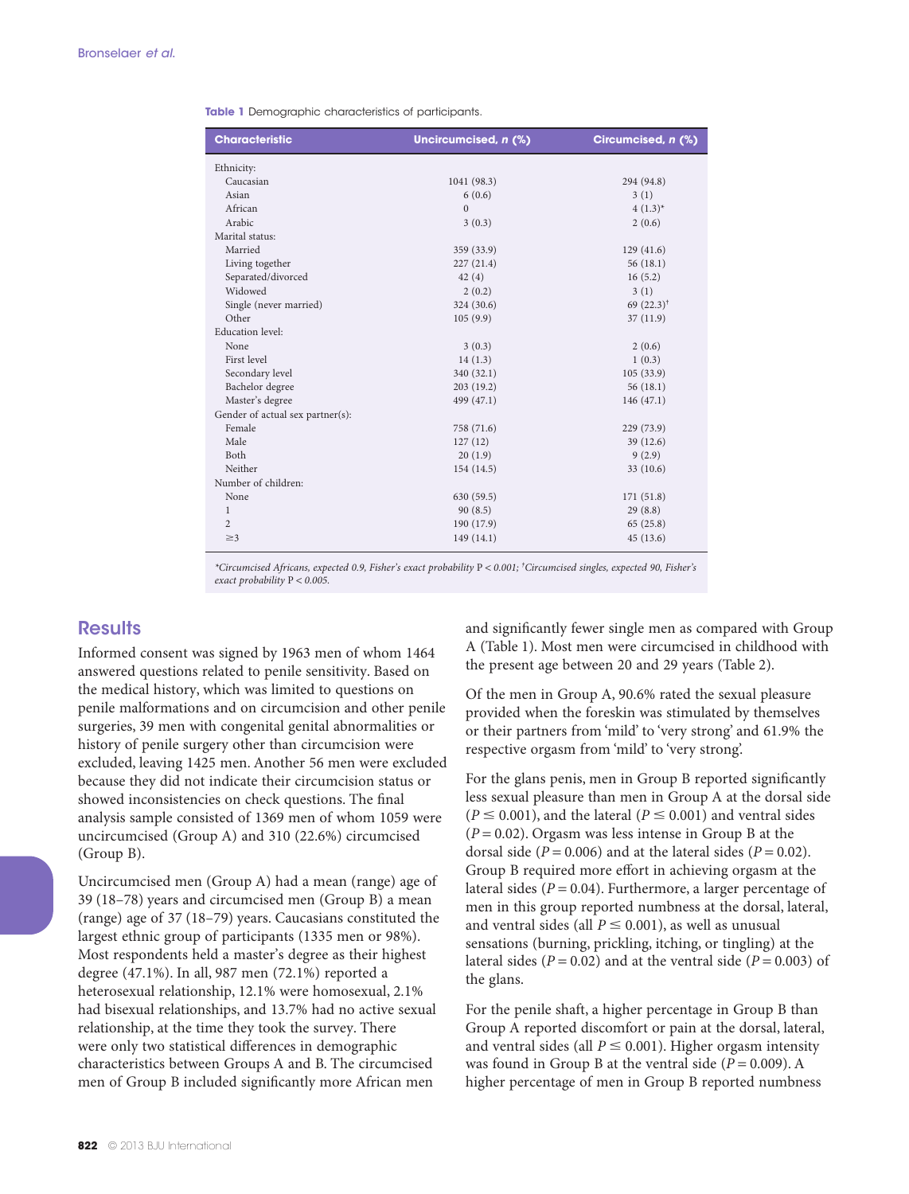**Table 1** Demographic characteristics of participants.

| Characteristic | Uncircumcised, *n* (%) | Circumcised, *n* (%) |
|---|---|---|
| Ethnicity: | | |
| Caucasian | 1041 (98.3) | 294 (94.8) |
| Asian | 6 (0.6) | 3 (1) |
| African | 0 | 4 (1.3)* |
| Arabic | 3 (0.3) | 2 (0.6) |
| Marital status: | | |
| Married | 359 (33.9) | 129 (41.6) |
| Living together | 227 (21.4) | 56 (18.1) |
| Separated/divorced | 42 (4) | 16 (5.2) |
| Widowed | 2 (0.2) | 3 (1) |
| Single (never married) | 324 (30.6) | 69 (22.3)† |
| Other | 105 (9.9) | 37 (11.9) |
| Education level: | | |
| None | 3 (0.3) | 2 (0.6) |
| First level | 14 (1.3) | 1 (0.3) |
| Secondary level | 340 (32.1) | 105 (33.9) |
| Bachelor degree | 203 (19.2) | 56 (18.1) |
| Master's degree | 499 (47.1) | 146 (47.1) |
| Gender of actual sex partner(s): | | |
| Female | 758 (71.6) | 229 (73.9) |
| Male | 127 (12) | 39 (12.6) |
| Both | 20 (1.9) | 9 (2.9) |
| Neither | 154 (14.5) | 33 (10.6) |
| Number of children: | | |
| None | 630 (59.5) | 171 (51.8) |
| 1 | 90 (8.5) | 29 (8.8) |
| 2 | 190 (17.9) | 65 (25.8) |
| ≥3 | 149 (14.1) | 45 (13.6) |

*\*Circumcised Africans, expected 0.9, Fisher's exact probability $P < 0.001$; †Circumcised singles, expected 90, Fisher's exact probability $P < 0.005$.*

## Results

Informed consent was signed by 1963 men of whom 1464 answered questions related to penile sensitivity. Based on the medical history, which was limited to questions on penile malformations and on circumcision and other penile surgeries, 39 men with congenital genital abnormalities or history of penile surgery other than circumcision were excluded, leaving 1425 men. Another 56 men were excluded because they did not indicate their circumcision status or showed inconsistencies on check questions. The final analysis sample consisted of 1369 men of whom 1059 were uncircumcised (Group A) and 310 (22.6%) circumcised (Group B).

Uncircumcised men (Group A) had a mean (range) age of 39 (18–78) years and circumcised men (Group B) a mean (range) age of 37 (18–79) years. Caucasians constituted the largest ethnic group of participants (1335 men or 98%). Most respondents held a master's degree as their highest degree (47.1%). In all, 987 men (72.1%) reported a heterosexual relationship, 12.1% were homosexual, 2.1% had bisexual relationships, and 13.7% had no active sexual relationship, at the time they took the survey. There were only two statistical differences in demographic characteristics between Groups A and B. The circumcised men of Group B included significantly more African men and significantly fewer single men as compared with Group A (Table 1). Most men were circumcised in childhood with the present age between 20 and 29 years (Table 2).

Of the men in Group A, 90.6% rated the sexual pleasure provided when the foreskin was stimulated by themselves or their partners from 'mild' to 'very strong' and 61.9% the respective orgasm from 'mild' to 'very strong'.

For the glans penis, men in Group B reported significantly less sexual pleasure than men in Group A at the dorsal side ($P \leq 0.001$), and the lateral ($P \leq 0.001$) and ventral sides ($P = 0.02$). Orgasm was less intense in Group B at the dorsal side ($P = 0.006$) and at the lateral sides ($P = 0.02$). Group B required more effort in achieving orgasm at the lateral sides ($P = 0.04$). Furthermore, a larger percentage of men in this group reported numbness at the dorsal, lateral, and ventral sides (all $P \leq 0.001$), as well as unusual sensations (burning, prickling, itching, or tingling) at the lateral sides ($P = 0.02$) and at the ventral side ($P = 0.003$) of the glans.

For the penile shaft, a higher percentage in Group B than Group A reported discomfort or pain at the dorsal, lateral, and ventral sides (all $P \leq 0.001$). Higher orgasm intensity was found in Group B at the ventral side ($P = 0.009$). A higher percentage of men in Group B reported numbness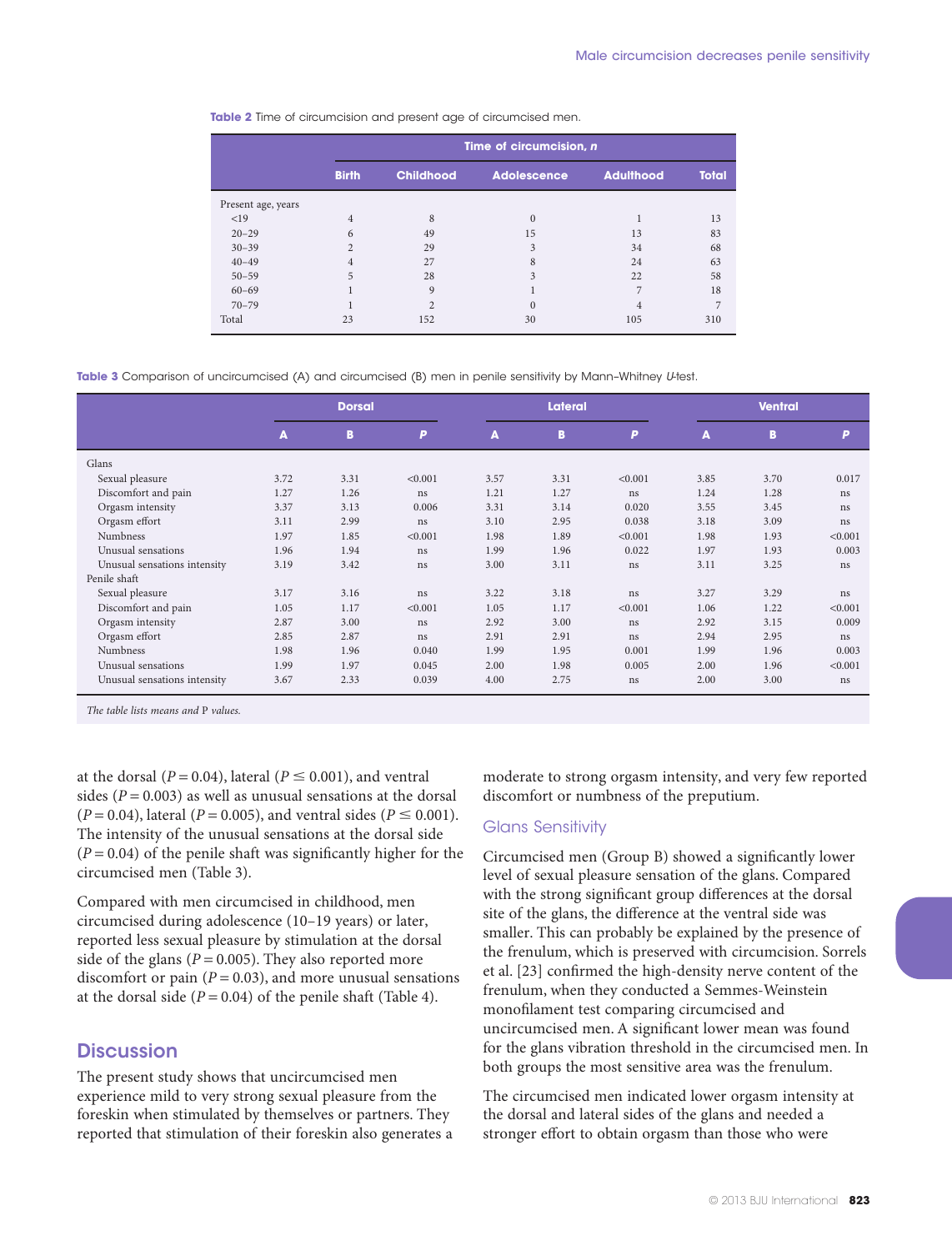**Table 2** Time of circumcision and present age of circumcised men.

| | Time of circumcision, *n* | | | | |
|---|---|---|---|---|---|
| | Birth | Childhood | Adolescence | Adulthood | Total |
| Present age, years | | | | | |
| <19 | 4 | 8 | 0 | 1 | 13 |
| 20–29 | 6 | 49 | 15 | 13 | 83 |
| 30–39 | 2 | 29 | 3 | 34 | 68 |
| 40–49 | 4 | 27 | 8 | 24 | 63 |
| 50–59 | 5 | 28 | 3 | 22 | 58 |
| 60–69 | 1 | 9 | 1 | 7 | 18 |
| 70–79 | 1 | 2 | 0 | 4 | 7 |
| Total | 23 | 152 | 30 | 105 | 310 |

**Table 3** Comparison of uncircumcised (A) and circumcised (B) men in penile sensitivity by Mann–Whitney *U*-test.

| | Dorsal | | | Lateral | | | Ventral | | |
|---|---|---|---|---|---|---|---|---|---|
| | A | B | P | A | B | P | A | B | P |
| Glans | | | | | | | | | |
| Sexual pleasure | 3.72 | 3.31 | <0.001 | 3.57 | 3.31 | <0.001 | 3.85 | 3.70 | 0.017 |
| Discomfort and pain | 1.27 | 1.26 | ns | 1.21 | 1.27 | ns | 1.24 | 1.28 | ns |
| Orgasm intensity | 3.37 | 3.13 | 0.006 | 3.31 | 3.14 | 0.020 | 3.55 | 3.45 | ns |
| Orgasm effort | 3.11 | 2.99 | ns | 3.10 | 2.95 | 0.038 | 3.18 | 3.09 | ns |
| Numbness | 1.97 | 1.85 | <0.001 | 1.98 | 1.89 | <0.001 | 1.98 | 1.93 | <0.001 |
| Unusual sensations | 1.96 | 1.94 | ns | 1.99 | 1.96 | 0.022 | 1.97 | 1.93 | 0.003 |
| Unusual sensations intensity | 3.19 | 3.42 | ns | 3.00 | 3.11 | ns | 3.11 | 3.25 | ns |
| Penile shaft | | | | | | | | | |
| Sexual pleasure | 3.17 | 3.16 | ns | 3.22 | 3.18 | ns | 3.27 | 3.29 | ns |
| Discomfort and pain | 1.05 | 1.17 | <0.001 | 1.05 | 1.17 | <0.001 | 1.06 | 1.22 | <0.001 |
| Orgasm intensity | 2.87 | 3.00 | ns | 2.92 | 3.00 | ns | 2.92 | 3.15 | 0.009 |
| Orgasm effort | 2.85 | 2.87 | ns | 2.91 | 2.91 | ns | 2.94 | 2.95 | ns |
| Numbness | 1.98 | 1.96 | 0.040 | 1.99 | 1.95 | 0.001 | 1.99 | 1.96 | 0.003 |
| Unusual sensations | 1.99 | 1.97 | 0.045 | 2.00 | 1.98 | 0.005 | 2.00 | 1.96 | <0.001 |
| Unusual sensations intensity | 3.67 | 2.33 | 0.039 | 4.00 | 2.75 | ns | 2.00 | 3.00 | ns |

*The table lists means and* P *values.*

at the dorsal ($P = 0.04$), lateral ($P \leq 0.001$), and ventral sides ($P = 0.003$) as well as unusual sensations at the dorsal ($P = 0.04$), lateral ($P = 0.005$), and ventral sides ($P \leq 0.001$). The intensity of the unusual sensations at the dorsal side ($P = 0.04$) of the penile shaft was significantly higher for the circumcised men (Table 3).

Compared with men circumcised in childhood, men circumcised during adolescence (10–19 years) or later, reported less sexual pleasure by stimulation at the dorsal side of the glans ($P = 0.005$). They also reported more discomfort or pain ($P = 0.03$), and more unusual sensations at the dorsal side ($P = 0.04$) of the penile shaft (Table 4).

## Discussion

The present study shows that uncircumcised men experience mild to very strong sexual pleasure from the foreskin when stimulated by themselves or partners. They reported that stimulation of their foreskin also generates a moderate to strong orgasm intensity, and very few reported discomfort or numbness of the preputium.

### Glans Sensitivity

Circumcised men (Group B) showed a significantly lower level of sexual pleasure sensation of the glans. Compared with the strong significant group differences at the dorsal site of the glans, the difference at the ventral side was smaller. This can probably be explained by the presence of the frenulum, which is preserved with circumcision. Sorrels et al. [23] confirmed the high-density nerve content of the frenulum, when they conducted a Semmes-Weinstein monofilament test comparing circumcised and uncircumcised men. A significant lower mean was found for the glans vibration threshold in the circumcised men. In both groups the most sensitive area was the frenulum.

The circumcised men indicated lower orgasm intensity at the dorsal and lateral sides of the glans and needed a stronger effort to obtain orgasm than those who were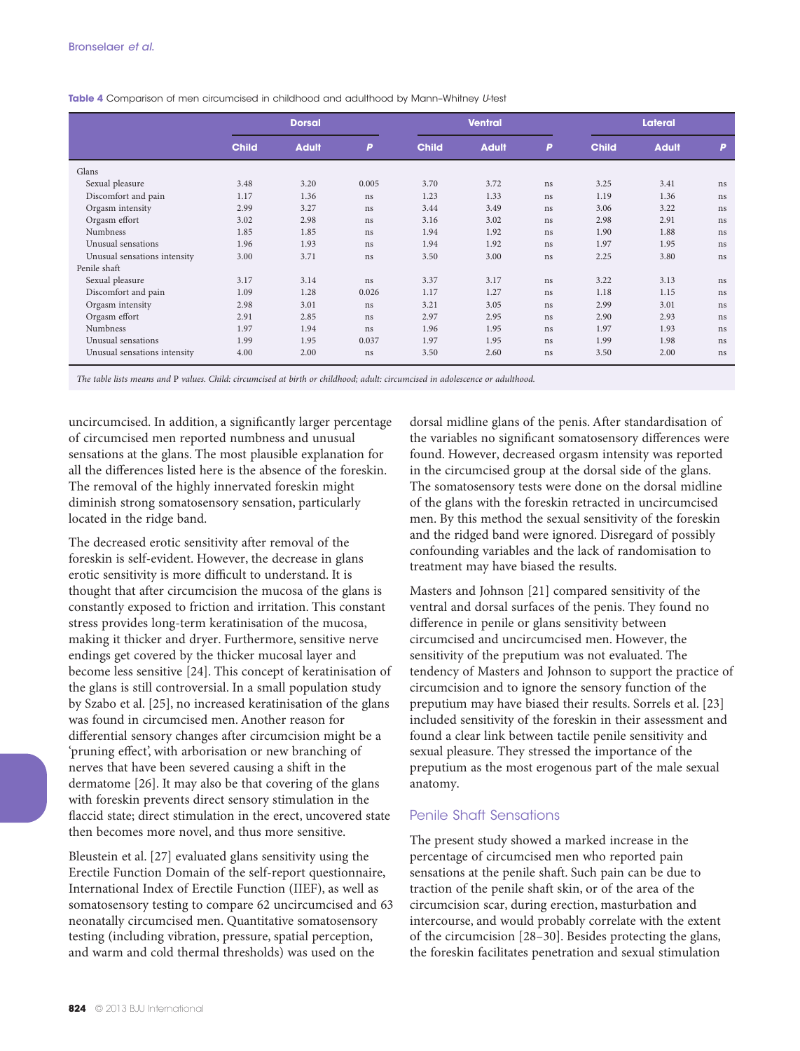**Table 4** Comparison of men circumcised in childhood and adulthood by Mann–Whitney *U*-test

| | Dorsal | | | Ventral | | | Lateral | | |
|---|---|---|---|---|---|---|---|---|---|
| | Child | Adult | *P* | Child | Adult | *P* | Child | Adult | *P* |
| Glans | | | | | | | | | |
| Sexual pleasure | 3.48 | 3.20 | 0.005 | 3.70 | 3.72 | ns | 3.25 | 3.41 | ns |
| Discomfort and pain | 1.17 | 1.36 | ns | 1.23 | 1.33 | ns | 1.19 | 1.36 | ns |
| Orgasm intensity | 2.99 | 3.27 | ns | 3.44 | 3.49 | ns | 3.06 | 3.22 | ns |
| Orgasm effort | 3.02 | 2.98 | ns | 3.16 | 3.02 | ns | 2.98 | 2.91 | ns |
| Numbness | 1.85 | 1.85 | ns | 1.94 | 1.92 | ns | 1.90 | 1.88 | ns |
| Unusual sensations | 1.96 | 1.93 | ns | 1.94 | 1.92 | ns | 1.97 | 1.95 | ns |
| Unusual sensations intensity | 3.00 | 3.71 | ns | 3.50 | 3.00 | ns | 2.25 | 3.80 | ns |
| Penile shaft | | | | | | | | | |
| Sexual pleasure | 3.17 | 3.14 | ns | 3.37 | 3.17 | ns | 3.22 | 3.13 | ns |
| Discomfort and pain | 1.09 | 1.28 | 0.026 | 1.17 | 1.27 | ns | 1.18 | 1.15 | ns |
| Orgasm intensity | 2.98 | 3.01 | ns | 3.21 | 3.05 | ns | 2.99 | 3.01 | ns |
| Orgasm effort | 2.91 | 2.85 | ns | 2.97 | 2.95 | ns | 2.90 | 2.93 | ns |
| Numbness | 1.97 | 1.94 | ns | 1.96 | 1.95 | ns | 1.97 | 1.93 | ns |
| Unusual sensations | 1.99 | 1.95 | 0.037 | 1.97 | 1.95 | ns | 1.99 | 1.98 | ns |
| Unusual sensations intensity | 4.00 | 2.00 | ns | 3.50 | 2.60 | ns | 3.50 | 2.00 | ns |

*The table lists means and* P *values. Child: circumcised at birth or childhood; adult: circumcised in adolescence or adulthood.*

uncircumcised. In addition, a significantly larger percentage of circumcised men reported numbness and unusual sensations at the glans. The most plausible explanation for all the differences listed here is the absence of the foreskin. The removal of the highly innervated foreskin might diminish strong somatosensory sensation, particularly located in the ridge band.

The decreased erotic sensitivity after removal of the foreskin is self-evident. However, the decrease in glans erotic sensitivity is more difficult to understand. It is thought that after circumcision the mucosa of the glans is constantly exposed to friction and irritation. This constant stress provides long-term keratinisation of the mucosa, making it thicker and dryer. Furthermore, sensitive nerve endings get covered by the thicker mucosal layer and become less sensitive [24]. This concept of keratinisation of the glans is still controversial. In a small population study by Szabo et al. [25], no increased keratinisation of the glans was found in circumcised men. Another reason for differential sensory changes after circumcision might be a 'pruning effect', with arborisation or new branching of nerves that have been severed causing a shift in the dermatome [26]. It may also be that covering of the glans with foreskin prevents direct sensory stimulation in the flaccid state; direct stimulation in the erect, uncovered state then becomes more novel, and thus more sensitive.

Bleustein et al. [27] evaluated glans sensitivity using the Erectile Function Domain of the self-report questionnaire, International Index of Erectile Function (IIEF), as well as somatosensory testing to compare 62 uncircumcised and 63 neonatally circumcised men. Quantitative somatosensory testing (including vibration, pressure, spatial perception, and warm and cold thermal thresholds) was used on the dorsal midline glans of the penis. After standardisation of the variables no significant somatosensory differences were found. However, decreased orgasm intensity was reported in the circumcised group at the dorsal side of the glans. The somatosensory tests were done on the dorsal midline of the glans with the foreskin retracted in uncircumcised men. By this method the sexual sensitivity of the foreskin and the ridged band were ignored. Disregard of possibly confounding variables and the lack of randomisation to treatment may have biased the results.

Masters and Johnson [21] compared sensitivity of the ventral and dorsal surfaces of the penis. They found no difference in penile or glans sensitivity between circumcised and uncircumcised men. However, the sensitivity of the preputium was not evaluated. The tendency of Masters and Johnson to support the practice of circumcision and to ignore the sensory function of the preputium may have biased their results. Sorrels et al. [23] included sensitivity of the foreskin in their assessment and found a clear link between tactile penile sensitivity and sexual pleasure. They stressed the importance of the preputium as the most erogenous part of the male sexual anatomy.

## Penile Shaft Sensations

The present study showed a marked increase in the percentage of circumcised men who reported pain sensations at the penile shaft. Such pain can be due to traction of the penile shaft skin, or of the area of the circumcision scar, during erection, masturbation and intercourse, and would probably correlate with the extent of the circumcision [28–30]. Besides protecting the glans, the foreskin facilitates penetration and sexual stimulation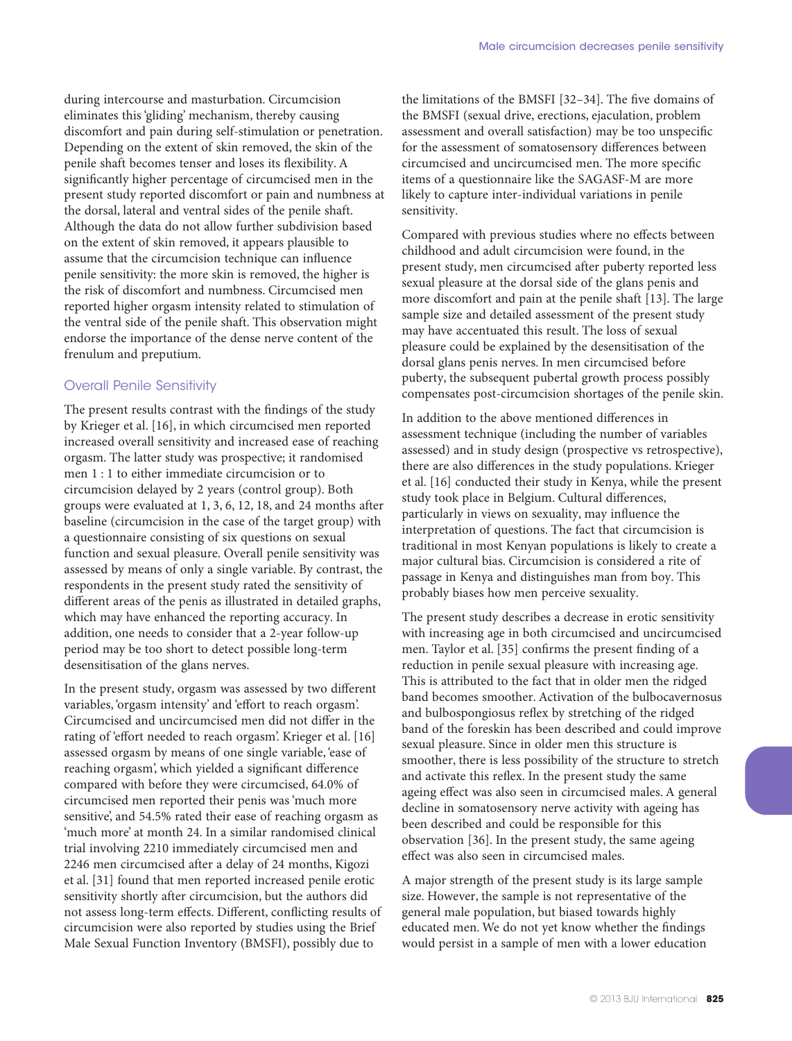during intercourse and masturbation. Circumcision eliminates this 'gliding' mechanism, thereby causing discomfort and pain during self-stimulation or penetration. Depending on the extent of skin removed, the skin of the penile shaft becomes tenser and loses its flexibility. A significantly higher percentage of circumcised men in the present study reported discomfort or pain and numbness at the dorsal, lateral and ventral sides of the penile shaft. Although the data do not allow further subdivision based on the extent of skin removed, it appears plausible to assume that the circumcision technique can influence penile sensitivity: the more skin is removed, the higher is the risk of discomfort and numbness. Circumcised men reported higher orgasm intensity related to stimulation of the ventral side of the penile shaft. This observation might endorse the importance of the dense nerve content of the frenulum and preputium.

## Overall Penile Sensitivity

The present results contrast with the findings of the study by Krieger et al. [16], in which circumcised men reported increased overall sensitivity and increased ease of reaching orgasm. The latter study was prospective; it randomised men 1 : 1 to either immediate circumcision or to circumcision delayed by 2 years (control group). Both groups were evaluated at 1, 3, 6, 12, 18, and 24 months after baseline (circumcision in the case of the target group) with a questionnaire consisting of six questions on sexual function and sexual pleasure. Overall penile sensitivity was assessed by means of only a single variable. By contrast, the respondents in the present study rated the sensitivity of different areas of the penis as illustrated in detailed graphs, which may have enhanced the reporting accuracy. In addition, one needs to consider that a 2-year follow-up period may be too short to detect possible long-term desensitisation of the glans nerves.

In the present study, orgasm was assessed by two different variables, 'orgasm intensity' and 'effort to reach orgasm'. Circumcised and uncircumcised men did not differ in the rating of 'effort needed to reach orgasm'. Krieger et al. [16] assessed orgasm by means of one single variable, 'ease of reaching orgasm', which yielded a significant difference compared with before they were circumcised, 64.0% of circumcised men reported their penis was 'much more sensitive', and 54.5% rated their ease of reaching orgasm as 'much more' at month 24. In a similar randomised clinical trial involving 2210 immediately circumcised men and 2246 men circumcised after a delay of 24 months, Kigozi et al. [31] found that men reported increased penile erotic sensitivity shortly after circumcision, but the authors did not assess long-term effects. Different, conflicting results of circumcision were also reported by studies using the Brief Male Sexual Function Inventory (BMSFI), possibly due to the limitations of the BMSFI [32–34]. The five domains of the BMSFI (sexual drive, erections, ejaculation, problem assessment and overall satisfaction) may be too unspecific for the assessment of somatosensory differences between circumcised and uncircumcised men. The more specific items of a questionnaire like the SAGASF-M are more likely to capture inter-individual variations in penile sensitivity.

Compared with previous studies where no effects between childhood and adult circumcision were found, in the present study, men circumcised after puberty reported less sexual pleasure at the dorsal side of the glans penis and more discomfort and pain at the penile shaft [13]. The large sample size and detailed assessment of the present study may have accentuated this result. The loss of sexual pleasure could be explained by the desensitisation of the dorsal glans penis nerves. In men circumcised before puberty, the subsequent pubertal growth process possibly compensates post-circumcision shortages of the penile skin.

In addition to the above mentioned differences in assessment technique (including the number of variables assessed) and in study design (prospective vs retrospective), there are also differences in the study populations. Krieger et al. [16] conducted their study in Kenya, while the present study took place in Belgium. Cultural differences, particularly in views on sexuality, may influence the interpretation of questions. The fact that circumcision is traditional in most Kenyan populations is likely to create a major cultural bias. Circumcision is considered a rite of passage in Kenya and distinguishes man from boy. This probably biases how men perceive sexuality.

The present study describes a decrease in erotic sensitivity with increasing age in both circumcised and uncircumcised men. Taylor et al. [35] confirms the present finding of a reduction in penile sexual pleasure with increasing age. This is attributed to the fact that in older men the ridged band becomes smoother. Activation of the bulbocavernosus and bulbospongiosus reflex by stretching of the ridged band of the foreskin has been described and could improve sexual pleasure. Since in older men this structure is smoother, there is less possibility of the structure to stretch and activate this reflex. In the present study the same ageing effect was also seen in circumcised males. A general decline in somatosensory nerve activity with ageing has been described and could be responsible for this observation [36]. In the present study, the same ageing effect was also seen in circumcised males.

A major strength of the present study is its large sample size. However, the sample is not representative of the general male population, but biased towards highly educated men. We do not yet know whether the findings would persist in a sample of men with a lower education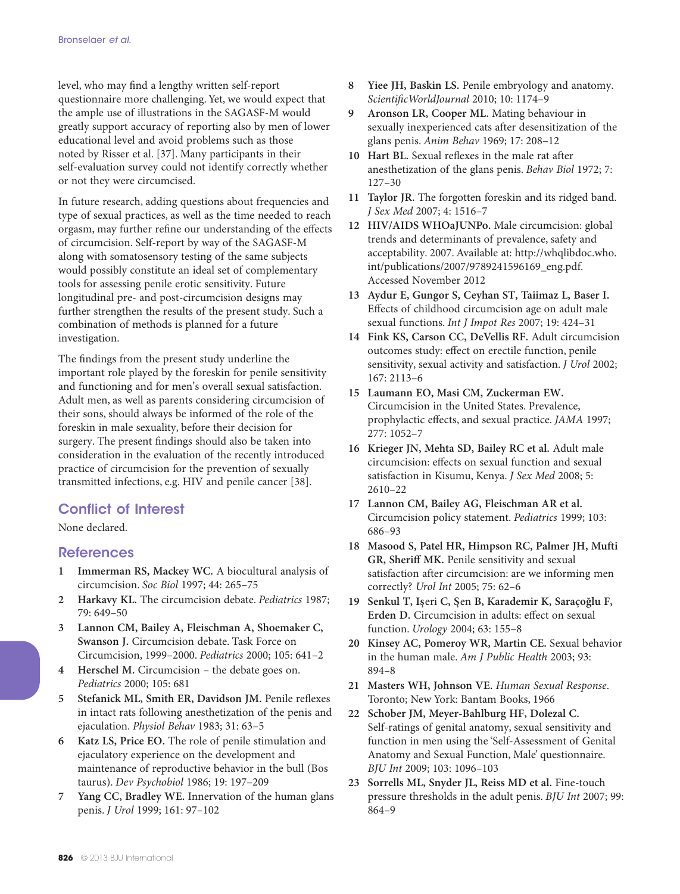level, who may find a lengthy written self-report questionnaire more challenging. Yet, we would expect that the ample use of illustrations in the SAGASF-M would greatly support accuracy of reporting also by men of lower educational level and avoid problems such as those noted by Risser et al. [37]. Many participants in their self-evaluation survey could not identify correctly whether or not they were circumcised.

In future research, adding questions about frequencies and type of sexual practices, as well as the time needed to reach orgasm, may further refine our understanding of the effects of circumcision. Self-report by way of the SAGASF-M along with somatosensory testing of the same subjects would possibly constitute an ideal set of complementary tools for assessing penile erotic sensitivity. Future longitudinal pre- and post-circumcision designs may further strengthen the results of the present study. Such a combination of methods is planned for a future investigation.

The findings from the present study underline the important role played by the foreskin for penile sensitivity and functioning and for men's overall sexual satisfaction. Adult men, as well as parents considering circumcision of their sons, should always be informed of the role of the foreskin in male sexuality, before their decision for surgery. The present findings should also be taken into consideration in the evaluation of the recently introduced practice of circumcision for the prevention of sexually transmitted infections, e.g. HIV and penile cancer [38].

## Conflict of Interest

None declared.

## References

1. **Immerman RS, Mackey WC.** A biocultural analysis of circumcision. *Soc Biol* 1997; 44: 265–75
2. **Harkavy KL.** The circumcision debate. *Pediatrics* 1987; 79: 649–50
3. **Lannon CM, Bailey A, Fleischman A, Shoemaker C, Swanson J.** Circumcision debate. Task Force on Circumcision, 1999–2000. *Pediatrics* 2000; 105: 641–2
4. **Herschel M.** Circumcision – the debate goes on. *Pediatrics* 2000; 105: 681
5. **Stefanick ML, Smith ER, Davidson JM.** Penile reflexes in intact rats following anesthetization of the penis and ejaculation. *Physiol Behav* 1983; 31: 63–5
6. **Katz LS, Price EO.** The role of penile stimulation and ejaculatory experience on the development and maintenance of reproductive behavior in the bull (Bos taurus). *Dev Psychobiol* 1986; 19: 197–209
7. **Yang CC, Bradley WE.** Innervation of the human glans penis. *J Urol* 1999; 161: 97–102
8. **Yiee JH, Baskin LS.** Penile embryology and anatomy. *ScientificWorldJournal* 2010; 10: 1174–9
9. **Aronson LR, Cooper ML.** Mating behaviour in sexually inexperienced cats after desensitization of the glans penis. *Anim Behav* 1969; 17: 208–12
10. **Hart BL.** Sexual reflexes in the male rat after anesthetization of the glans penis. *Behav Biol* 1972; 7: 127–30
11. **Taylor JR.** The forgotten foreskin and its ridged band. *J Sex Med* 2007; 4: 1516–7
12. **HIV/AIDS WHOaJUNPo.** Male circumcision: global trends and determinants of prevalence, safety and acceptability. 2007. Available at: http://whqlibdoc.who.int/publications/2007/9789241596169_eng.pdf. Accessed November 2012
13. **Aydur E, Gungor S, Ceyhan ST, Taiimaz L, Baser I.** Effects of childhood circumcision age on adult male sexual functions. *Int J Impot Res* 2007; 19: 424–31
14. **Fink KS, Carson CC, DeVellis RF.** Adult circumcision outcomes study: effect on erectile function, penile sensitivity, sexual activity and satisfaction. *J Urol* 2002; 167: 2113–6
15. **Laumann EO, Masi CM, Zuckerman EW.** Circumcision in the United States. Prevalence, prophylactic effects, and sexual practice. *JAMA* 1997; 277: 1052–7
16. **Krieger JN, Mehta SD, Bailey RC et al.** Adult male circumcision: effects on sexual function and sexual satisfaction in Kisumu, Kenya. *J Sex Med* 2008; 5: 2610–22
17. **Lannon CM, Bailey AG, Fleischman AR et al.** Circumcision policy statement. *Pediatrics* 1999; 103: 686–93
18. **Masood S, Patel HR, Himpson RC, Palmer JH, Mufti GR, Sheriff MK.** Penile sensitivity and sexual satisfaction after circumcision: are we informing men correctly? *Urol Int* 2005; 75: 62–6
19. **Senkul T, Işeri C, Şen B, Karademir K, Saraçoğlu F, Erden D.** Circumcision in adults: effect on sexual function. *Urology* 2004; 63: 155–8
20. **Kinsey AC, Pomeroy WR, Martin CE.** Sexual behavior in the human male. *Am J Public Health* 2003; 93: 894–8
21. **Masters WH, Johnson VE.** *Human Sexual Response*. Toronto; New York: Bantam Books, 1966
22. **Schober JM, Meyer-Bahlburg HF, Dolezal C.** Self-ratings of genital anatomy, sexual sensitivity and function in men using the 'Self-Assessment of Genital Anatomy and Sexual Function, Male' questionnaire. *BJU Int* 2009; 103: 1096–103
23. **Sorrells ML, Snyder JL, Reiss MD et al.** Fine-touch pressure thresholds in the adult penis. *BJU Int* 2007; 99: 864–9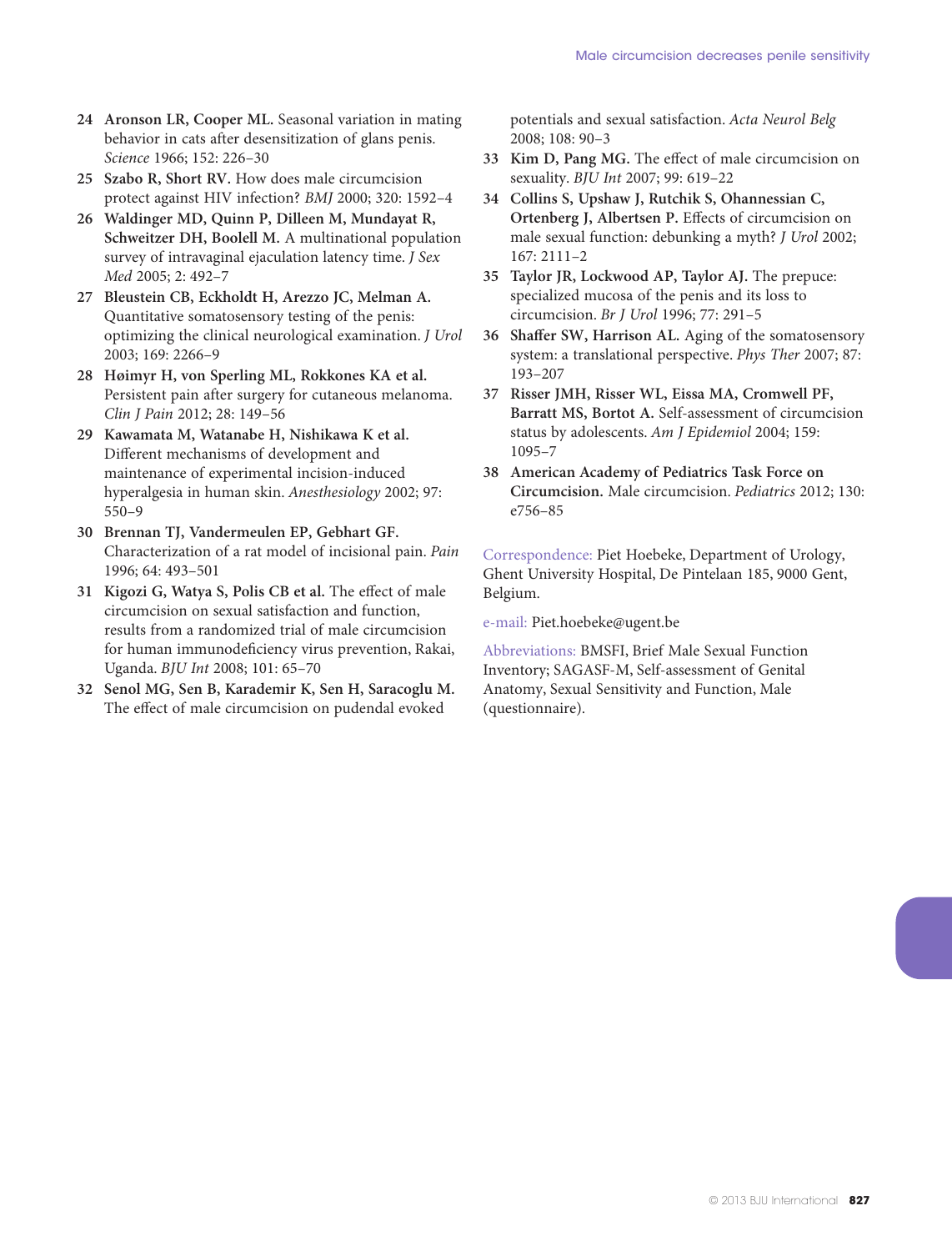24 **Aronson LR, Cooper ML.** Seasonal variation in mating behavior in cats after desensitization of glans penis. *Science* 1966; 152: 226–30

25 **Szabo R, Short RV.** How does male circumcision protect against HIV infection? *BMJ* 2000; 320: 1592–4

26 **Waldinger MD, Quinn P, Dilleen M, Mundayat R, Schweitzer DH, Boolell M.** A multinational population survey of intravaginal ejaculation latency time. *J Sex Med* 2005; 2: 492–7

27 **Bleustein CB, Eckholdt H, Arezzo JC, Melman A.** Quantitative somatosensory testing of the penis: optimizing the clinical neurological examination. *J Urol* 2003; 169: 2266–9

28 **Høimyr H, von Sperling ML, Rokkones KA et al.** Persistent pain after surgery for cutaneous melanoma. *Clin J Pain* 2012; 28: 149–56

29 **Kawamata M, Watanabe H, Nishikawa K et al.** Different mechanisms of development and maintenance of experimental incision-induced hyperalgesia in human skin. *Anesthesiology* 2002; 97: 550–9

30 **Brennan TJ, Vandermeulen EP, Gebhart GF.** Characterization of a rat model of incisional pain. *Pain* 1996; 64: 493–501

31 **Kigozi G, Watya S, Polis CB et al.** The effect of male circumcision on sexual satisfaction and function, results from a randomized trial of male circumcision for human immunodeficiency virus prevention, Rakai, Uganda. *BJU Int* 2008; 101: 65–70

32 **Senol MG, Sen B, Karademir K, Sen H, Saracoglu M.** The effect of male circumcision on pudendal evoked potentials and sexual satisfaction. *Acta Neurol Belg* 2008; 108: 90–3

33 **Kim D, Pang MG.** The effect of male circumcision on sexuality. *BJU Int* 2007; 99: 619–22

34 **Collins S, Upshaw J, Rutchik S, Ohannessian C, Ortenberg J, Albertsen P.** Effects of circumcision on male sexual function: debunking a myth? *J Urol* 2002; 167: 2111–2

35 **Taylor JR, Lockwood AP, Taylor AJ.** The prepuce: specialized mucosa of the penis and its loss to circumcision. *Br J Urol* 1996; 77: 291–5

36 **Shaffer SW, Harrison AL.** Aging of the somatosensory system: a translational perspective. *Phys Ther* 2007; 87: 193–207

37 **Risser JMH, Risser WL, Eissa MA, Cromwell PF, Barratt MS, Bortot A.** Self-assessment of circumcision status by adolescents. *Am J Epidemiol* 2004; 159: 1095–7

38 **American Academy of Pediatrics Task Force on Circumcision.** Male circumcision. *Pediatrics* 2012; 130: e756–85

Correspondence: Piet Hoebeke, Department of Urology, Ghent University Hospital, De Pintelaan 185, 9000 Gent, Belgium.

e-mail: Piet.hoebeke@ugent.be

Abbreviations: BMSFI, Brief Male Sexual Function Inventory; SAGASF-M, Self-assessment of Genital Anatomy, Sexual Sensitivity and Function, Male (questionnaire).